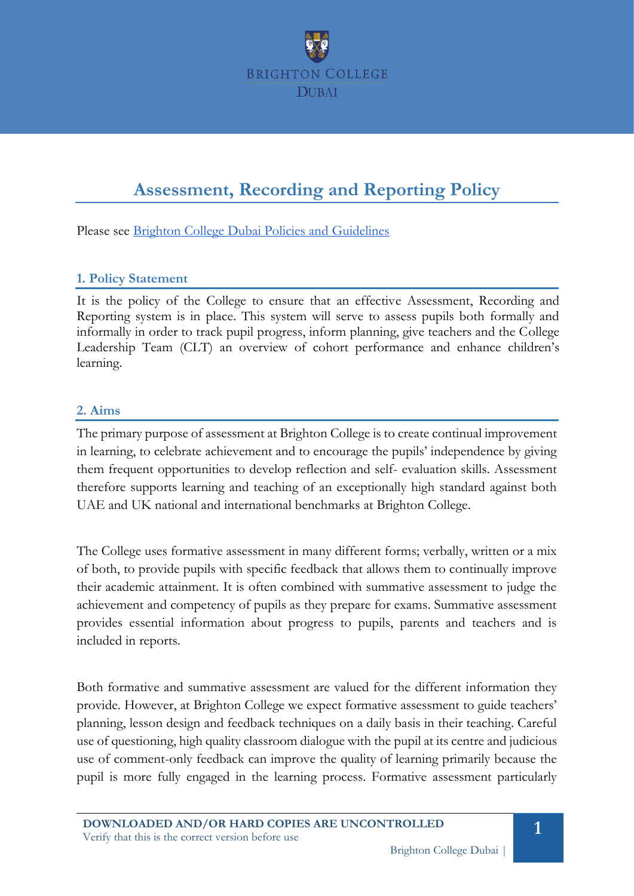# Assessment, Recording and Reporting Policy

Please see [Brighton College Dubai Policies and Guidelines]()

## 1. Policy Statement

It is the policy of the College to ensure that an effective Assessment, Recording and Reporting system is in place. This system will serve to assess pupils both formally and informally in order to track pupil progress, inform planning, give teachers and the College Leadership Team (CLT) an overview of cohort performance and enhance children's learning.

## 2. Aims

The primary purpose of assessment at Brighton College is to create continual improvement in learning, to celebrate achievement and to encourage the pupils' independence by giving them frequent opportunities to develop reflection and self- evaluation skills. Assessment therefore supports learning and teaching of an exceptionally high standard against both UAE and UK national and international benchmarks at Brighton College.

The College uses formative assessment in many different forms; verbally, written or a mix of both, to provide pupils with specific feedback that allows them to continually improve their academic attainment. It is often combined with summative assessment to judge the achievement and competency of pupils as they prepare for exams. Summative assessment provides essential information about progress to pupils, parents and teachers and is included in reports.

Both formative and summative assessment are valued for the different information they provide. However, at Brighton College we expect formative assessment to guide teachers' planning, lesson design and feedback techniques on a daily basis in their teaching. Careful use of questioning, high quality classroom dialogue with the pupil at its centre and judicious use of comment-only feedback can improve the quality of learning primarily because the pupil is more fully engaged in the learning process. Formative assessment particularly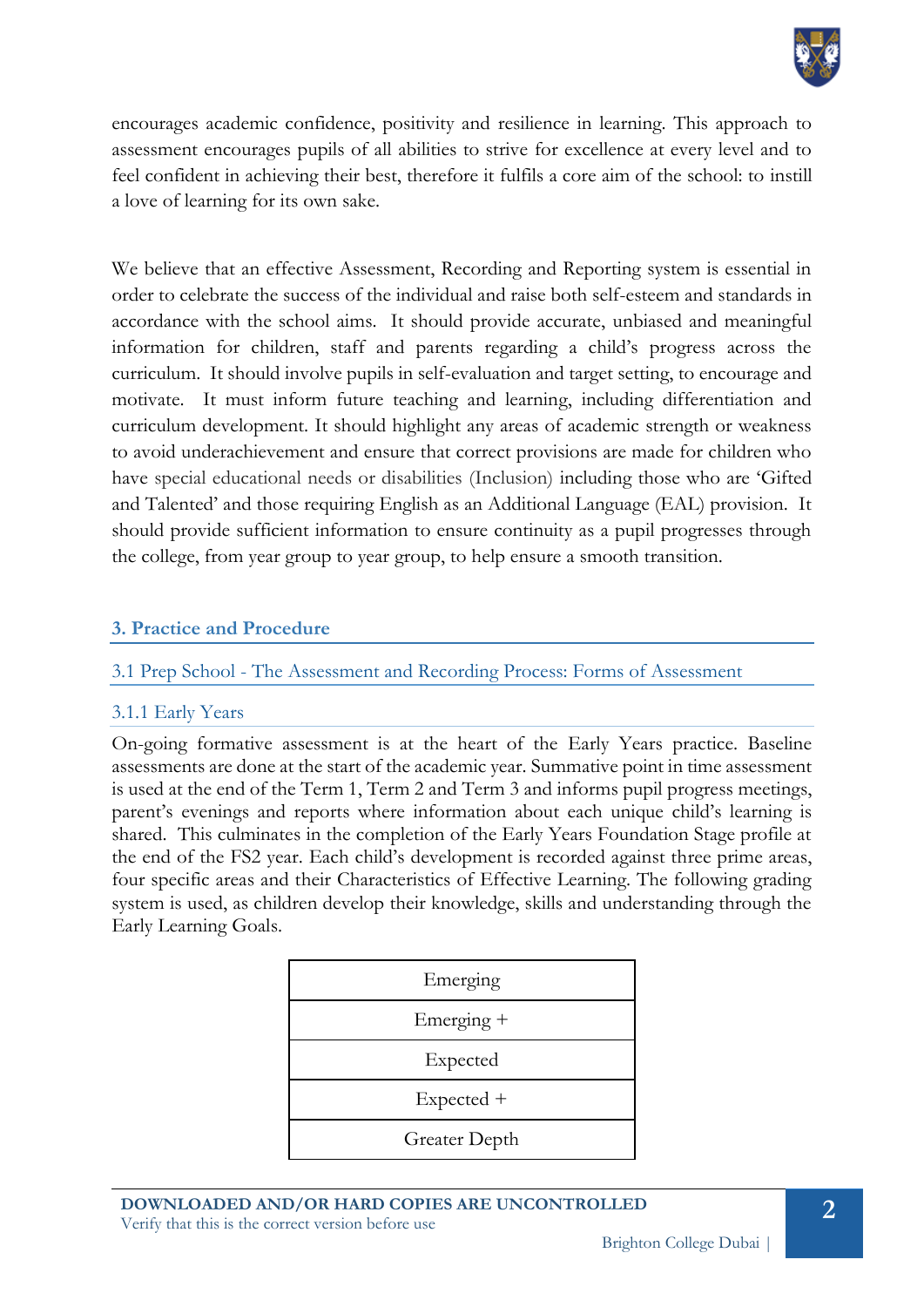encourages academic confidence, positivity and resilience in learning. This approach to assessment encourages pupils of all abilities to strive for excellence at every level and to feel confident in achieving their best, therefore it fulfils a core aim of the school: to instill a love of learning for its own sake.

We believe that an effective Assessment, Recording and Reporting system is essential in order to celebrate the success of the individual and raise both self-esteem and standards in accordance with the school aims. It should provide accurate, unbiased and meaningful information for children, staff and parents regarding a child's progress across the curriculum. It should involve pupils in self-evaluation and target setting, to encourage and motivate. It must inform future teaching and learning, including differentiation and curriculum development. It should highlight any areas of academic strength or weakness to avoid underachievement and ensure that correct provisions are made for children who have special educational needs or disabilities (Inclusion) including those who are 'Gifted and Talented' and those requiring English as an Additional Language (EAL) provision. It should provide sufficient information to ensure continuity as a pupil progresses through the college, from year group to year group, to help ensure a smooth transition.

## 3. Practice and Procedure

### 3.1 Prep School - The Assessment and Recording Process: Forms of Assessment

#### 3.1.1 Early Years

On-going formative assessment is at the heart of the Early Years practice. Baseline assessments are done at the start of the academic year. Summative point in time assessment is used at the end of the Term 1, Term 2 and Term 3 and informs pupil progress meetings, parent's evenings and reports where information about each unique child's learning is shared. This culminates in the completion of the Early Years Foundation Stage profile at the end of the FS2 year. Each child's development is recorded against three prime areas, four specific areas and their Characteristics of Effective Learning. The following grading system is used, as children develop their knowledge, skills and understanding through the Early Learning Goals.

| Emerging |
| --- |
| Emerging + |
| Expected |
| Expected + |
| Greater Depth |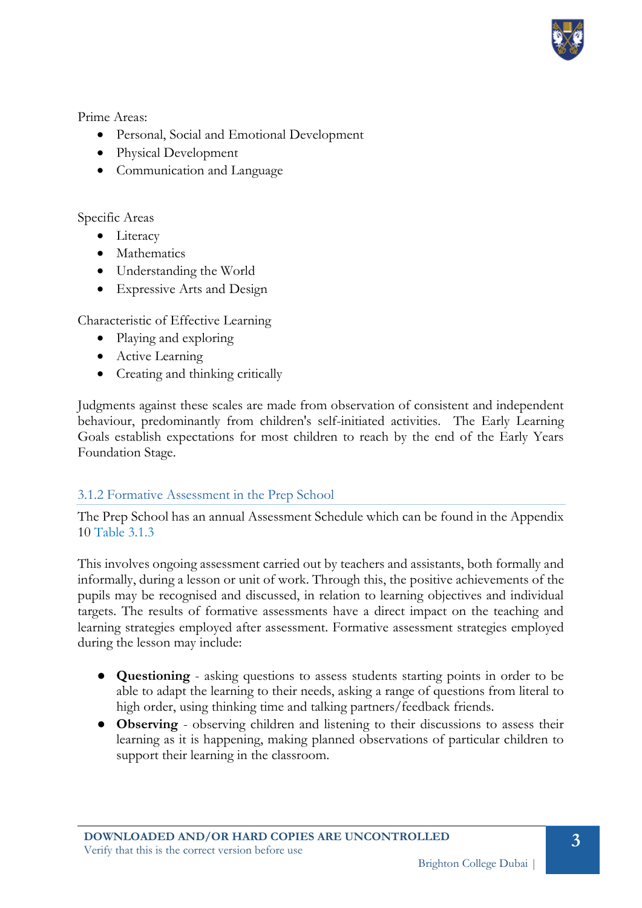Prime Areas:

- Personal, Social and Emotional Development
- Physical Development
- Communication and Language

Specific Areas

- Literacy
- Mathematics
- Understanding the World
- Expressive Arts and Design

Characteristic of Effective Learning

- Playing and exploring
- Active Learning
- Creating and thinking critically

Judgments against these scales are made from observation of consistent and independent behaviour, predominantly from children's self-initiated activities. The Early Learning Goals establish expectations for most children to reach by the end of the Early Years Foundation Stage.

### 3.1.2 Formative Assessment in the Prep School

The Prep School has an annual Assessment Schedule which can be found in the Appendix 10 Table 3.1.3

This involves ongoing assessment carried out by teachers and assistants, both formally and informally, during a lesson or unit of work. Through this, the positive achievements of the pupils may be recognised and discussed, in relation to learning objectives and individual targets. The results of formative assessments have a direct impact on the teaching and learning strategies employed after assessment. Formative assessment strategies employed during the lesson may include:

- **Questioning** - asking questions to assess students starting points in order to be able to adapt the learning to their needs, asking a range of questions from literal to high order, using thinking time and talking partners/feedback friends.
- **Observing** - observing children and listening to their discussions to assess their learning as it is happening, making planned observations of particular children to support their learning in the classroom.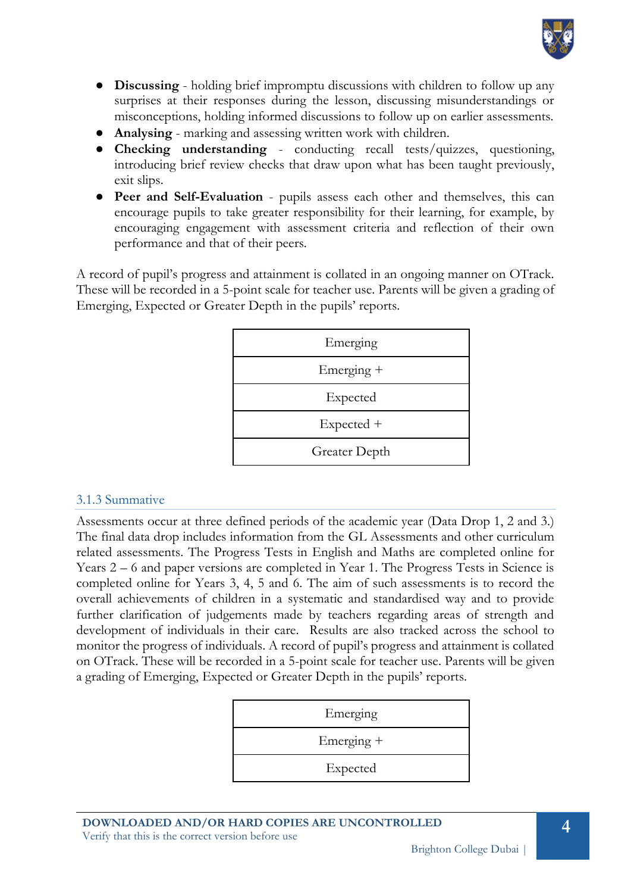- **Discussing** - holding brief impromptu discussions with children to follow up any surprises at their responses during the lesson, discussing misunderstandings or misconceptions, holding informed discussions to follow up on earlier assessments.
- **Analysing** - marking and assessing written work with children.
- **Checking understanding** - conducting recall tests/quizzes, questioning, introducing brief review checks that draw upon what has been taught previously, exit slips.
- **Peer and Self-Evaluation** - pupils assess each other and themselves, this can encourage pupils to take greater responsibility for their learning, for example, by encouraging engagement with assessment criteria and reflection of their own performance and that of their peers.

A record of pupil's progress and attainment is collated in an ongoing manner on OTrack. These will be recorded in a 5-point scale for teacher use. Parents will be given a grading of Emerging, Expected or Greater Depth in the pupils' reports.

| Emerging |
|---|
| Emerging + |
| Expected |
| Expected + |
| Greater Depth |

### 3.1.3 Summative

Assessments occur at three defined periods of the academic year (Data Drop 1, 2 and 3.) The final data drop includes information from the GL Assessments and other curriculum related assessments. The Progress Tests in English and Maths are completed online for Years 2 – 6 and paper versions are completed in Year 1. The Progress Tests in Science is completed online for Years 3, 4, 5 and 6. The aim of such assessments is to record the overall achievements of children in a systematic and standardised way and to provide further clarification of judgements made by teachers regarding areas of strength and development of individuals in their care. Results are also tracked across the school to monitor the progress of individuals. A record of pupil's progress and attainment is collated on OTrack. These will be recorded in a 5-point scale for teacher use. Parents will be given a grading of Emerging, Expected or Greater Depth in the pupils' reports.

| Emerging |
|---|
| Emerging + |
| Expected |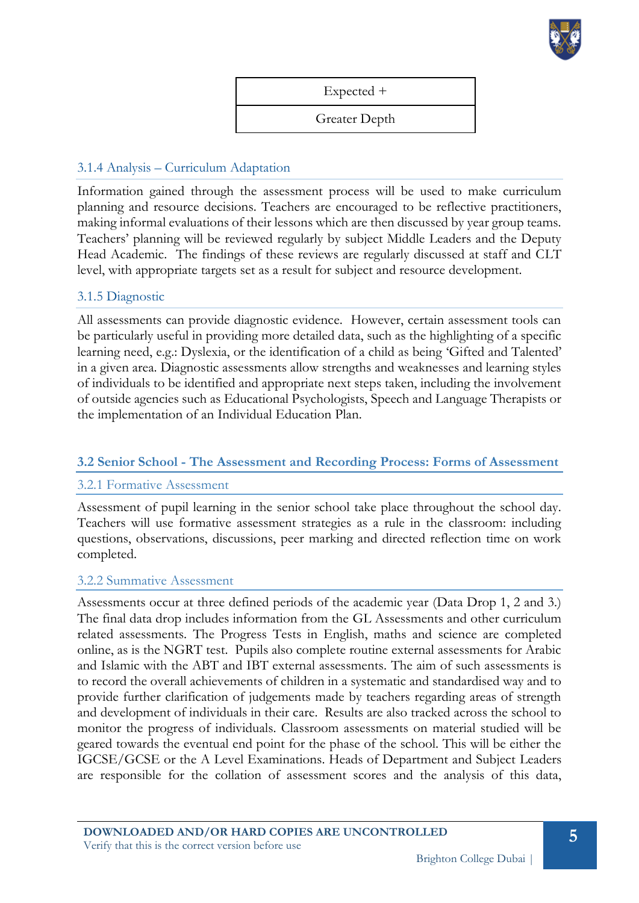| Expected + |
| --- |
| Greater Depth |

### 3.1.4 Analysis – Curriculum Adaptation

Information gained through the assessment process will be used to make curriculum planning and resource decisions. Teachers are encouraged to be reflective practitioners, making informal evaluations of their lessons which are then discussed by year group teams. Teachers' planning will be reviewed regularly by subject Middle Leaders and the Deputy Head Academic. The findings of these reviews are regularly discussed at staff and CLT level, with appropriate targets set as a result for subject and resource development.

### 3.1.5 Diagnostic

All assessments can provide diagnostic evidence. However, certain assessment tools can be particularly useful in providing more detailed data, such as the highlighting of a specific learning need, e.g.: Dyslexia, or the identification of a child as being 'Gifted and Talented' in a given area. Diagnostic assessments allow strengths and weaknesses and learning styles of individuals to be identified and appropriate next steps taken, including the involvement of outside agencies such as Educational Psychologists, Speech and Language Therapists or the implementation of an Individual Education Plan.

## 3.2 Senior School - The Assessment and Recording Process: Forms of Assessment

### 3.2.1 Formative Assessment

Assessment of pupil learning in the senior school take place throughout the school day. Teachers will use formative assessment strategies as a rule in the classroom: including questions, observations, discussions, peer marking and directed reflection time on work completed.

### 3.2.2 Summative Assessment

Assessments occur at three defined periods of the academic year (Data Drop 1, 2 and 3.) The final data drop includes information from the GL Assessments and other curriculum related assessments. The Progress Tests in English, maths and science are completed online, as is the NGRT test. Pupils also complete routine external assessments for Arabic and Islamic with the ABT and IBT external assessments. The aim of such assessments is to record the overall achievements of children in a systematic and standardised way and to provide further clarification of judgements made by teachers regarding areas of strength and development of individuals in their care. Results are also tracked across the school to monitor the progress of individuals. Classroom assessments on material studied will be geared towards the eventual end point for the phase of the school. This will be either the IGCSE/GCSE or the A Level Examinations. Heads of Department and Subject Leaders are responsible for the collation of assessment scores and the analysis of this data,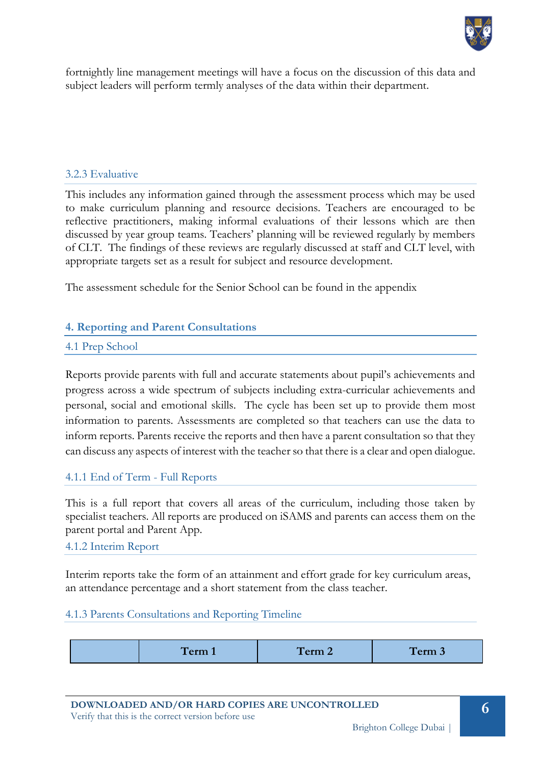fortnightly line management meetings will have a focus on the discussion of this data and subject leaders will perform termly analyses of the data within their department.

### 3.2.3 Evaluative

This includes any information gained through the assessment process which may be used to make curriculum planning and resource decisions. Teachers are encouraged to be reflective practitioners, making informal evaluations of their lessons which are then discussed by year group teams. Teachers' planning will be reviewed regularly by members of CLT. The findings of these reviews are regularly discussed at staff and CLT level, with appropriate targets set as a result for subject and resource development.

The assessment schedule for the Senior School can be found in the appendix

## 4. Reporting and Parent Consultations

### 4.1 Prep School

Reports provide parents with full and accurate statements about pupil's achievements and progress across a wide spectrum of subjects including extra-curricular achievements and personal, social and emotional skills. The cycle has been set up to provide them most information to parents. Assessments are completed so that teachers can use the data to inform reports. Parents receive the reports and then have a parent consultation so that they can discuss any aspects of interest with the teacher so that there is a clear and open dialogue.

#### 4.1.1 End of Term - Full Reports

This is a full report that covers all areas of the curriculum, including those taken by specialist teachers. All reports are produced on iSAMS and parents can access them on the parent portal and Parent App.

#### 4.1.2 Interim Report

Interim reports take the form of an attainment and effort grade for key curriculum areas, an attendance percentage and a short statement from the class teacher.

#### 4.1.3 Parents Consultations and Reporting Timeline

| | Term 1 | Term 2 | Term 3 |
|---|---|---|---|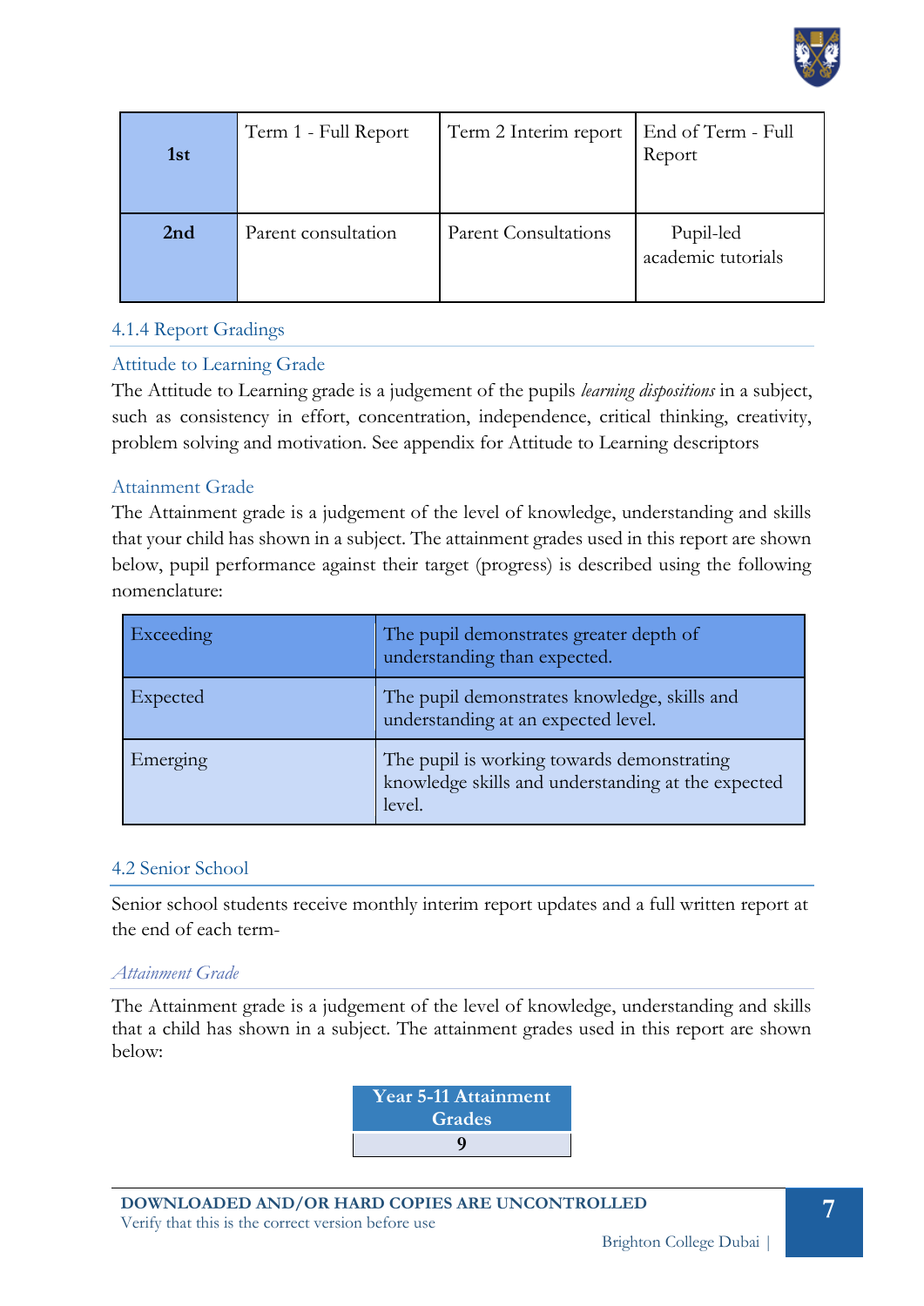| 1st | Term 1 - Full Report | Term 2 Interim report | End of Term - Full Report |
|---|---|---|---|
| 2nd | Parent consultation | Parent Consultations | Pupil-led academic tutorials |

### 4.1.4 Report Gradings

#### Attitude to Learning Grade

The Attitude to Learning grade is a judgement of the pupils *learning dispositions* in a subject, such as consistency in effort, concentration, independence, critical thinking, creativity, problem solving and motivation. See appendix for Attitude to Learning descriptors

#### Attainment Grade

The Attainment grade is a judgement of the level of knowledge, understanding and skills that your child has shown in a subject. The attainment grades used in this report are shown below, pupil performance against their target (progress) is described using the following nomenclature:

| Exceeding | The pupil demonstrates greater depth of understanding than expected. |
|---|---|
| Expected | The pupil demonstrates knowledge, skills and understanding at an expected level. |
| Emerging | The pupil is working towards demonstrating knowledge skills and understanding at the expected level. |

## 4.2 Senior School

Senior school students receive monthly interim report updates and a full written report at the end of each term-

#### *Attainment Grade*

The Attainment grade is a judgement of the level of knowledge, understanding and skills that a child has shown in a subject. The attainment grades used in this report are shown below:

| Year 5-11 Attainment Grades |
|---|
| 9 |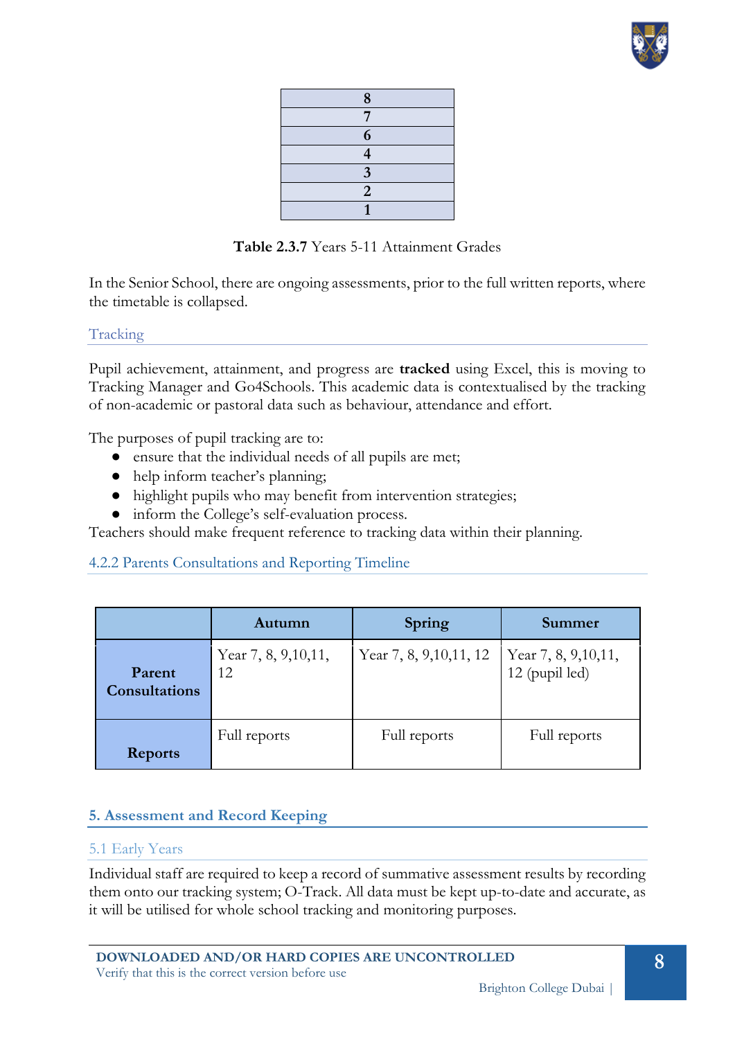| 8 |
| --- |
| 7 |
| 6 |
| 4 |
| 3 |
| 2 |
| 1 |

**Table 2.3.7** Years 5-11 Attainment Grades

In the Senior School, there are ongoing assessments, prior to the full written reports, where the timetable is collapsed.

### Tracking

Pupil achievement, attainment, and progress are **tracked** using Excel, this is moving to Tracking Manager and Go4Schools. This academic data is contextualised by the tracking of non-academic or pastoral data such as behaviour, attendance and effort.

The purposes of pupil tracking are to:

- ensure that the individual needs of all pupils are met;
- help inform teacher's planning;
- highlight pupils who may benefit from intervention strategies;
- inform the College's self-evaluation process.

Teachers should make frequent reference to tracking data within their planning.

### 4.2.2 Parents Consultations and Reporting Timeline

| | Autumn | Spring | Summer |
| --- | --- | --- | --- |
| **Parent Consultations** | Year 7, 8, 9,10,11, 12 | Year 7, 8, 9,10,11, 12 | Year 7, 8, 9,10,11, 12 (pupil led) |
| **Reports** | Full reports | Full reports | Full reports |

## 5. Assessment and Record Keeping

### 5.1 Early Years

Individual staff are required to keep a record of summative assessment results by recording them onto our tracking system; O-Track. All data must be kept up-to-date and accurate, as it will be utilised for whole school tracking and monitoring purposes.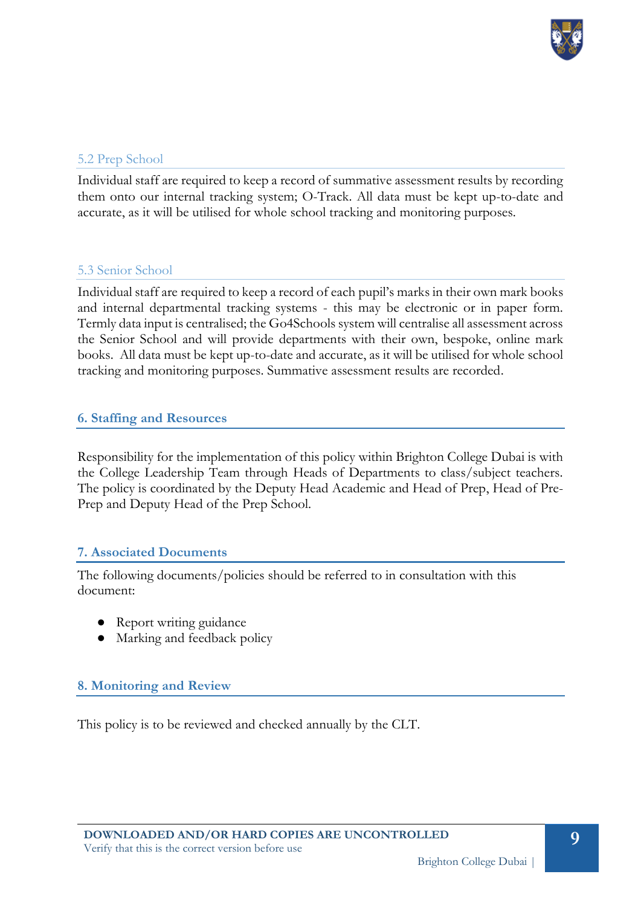### 5.2 Prep School

Individual staff are required to keep a record of summative assessment results by recording them onto our internal tracking system; O-Track. All data must be kept up-to-date and accurate, as it will be utilised for whole school tracking and monitoring purposes.

### 5.3 Senior School

Individual staff are required to keep a record of each pupil's marks in their own mark books and internal departmental tracking systems - this may be electronic or in paper form. Termly data input is centralised; the Go4Schools system will centralise all assessment across the Senior School and will provide departments with their own, bespoke, online mark books. All data must be kept up-to-date and accurate, as it will be utilised for whole school tracking and monitoring purposes. Summative assessment results are recorded.

## 6. Staffing and Resources

Responsibility for the implementation of this policy within Brighton College Dubai is with the College Leadership Team through Heads of Departments to class/subject teachers. The policy is coordinated by the Deputy Head Academic and Head of Prep, Head of Pre-Prep and Deputy Head of the Prep School.

## 7. Associated Documents

The following documents/policies should be referred to in consultation with this document:

- Report writing guidance
- Marking and feedback policy

## 8. Monitoring and Review

This policy is to be reviewed and checked annually by the CLT.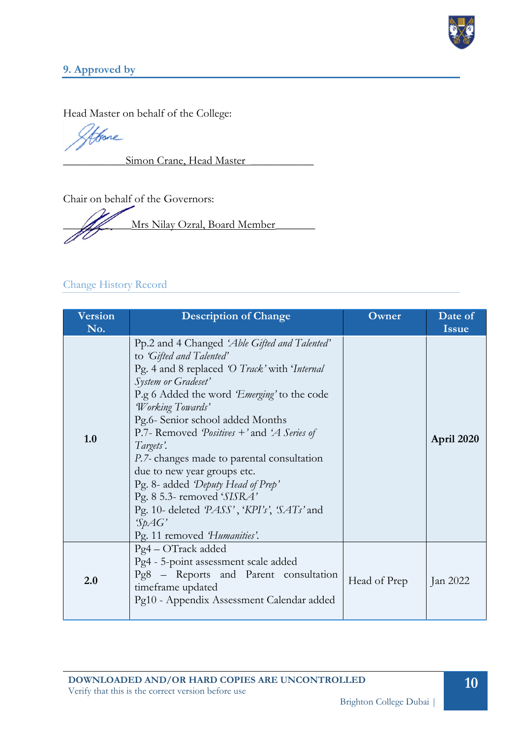## 9. Approved by

Head Master on behalf of the College:

\_\_\_\_\_\_\_\_\_\_\_Simon Crane, Head Master \_\_\_\_\_\_\_\_\_\_\_

Chair on behalf of the Governors:

\_\_\_\_\_\_\_\_\_\_\_Mrs Nilay Ozral, Board Member\_\_\_\_\_\_\_

### Change History Record

| Version No. | Description of Change | Owner | Date of Issue |
|---|---|---|---|
| **1.0** | Pp.2 and 4 Changed *'Able Gifted and Talented'* to *'Gifted and Talented'*<br>Pg. 4 and 8 replaced *'O Track'* with '*Internal System or Gradeset'*<br>P.g 6 Added the word *'Emerging'* to the code *'Working Towards'*<br>Pg.6- Senior school added Months<br>P.7- Removed *'Positives +'* and *'A Series of Targets'.*<br>*P.7-* changes made to parental consultation due to new year groups etc.<br>Pg. 8- added *'Deputy Head of Prep'*<br>Pg. 8 5.3- removed '*SISRA'*<br>Pg. 10- deleted *'PASS'*, '*KPI's*', *'SATs'* and *'SpAG'*<br>Pg. 11 removed *'Humanities'*. | | **April 2020** |
| **2.0** | Pg4 – OTrack added<br>Pg4 - 5-point assessment scale added<br>Pg8 – Reports and Parent consultation timeframe updated<br>Pg10 - Appendix Assessment Calendar added | Head of Prep | Jan 2022 |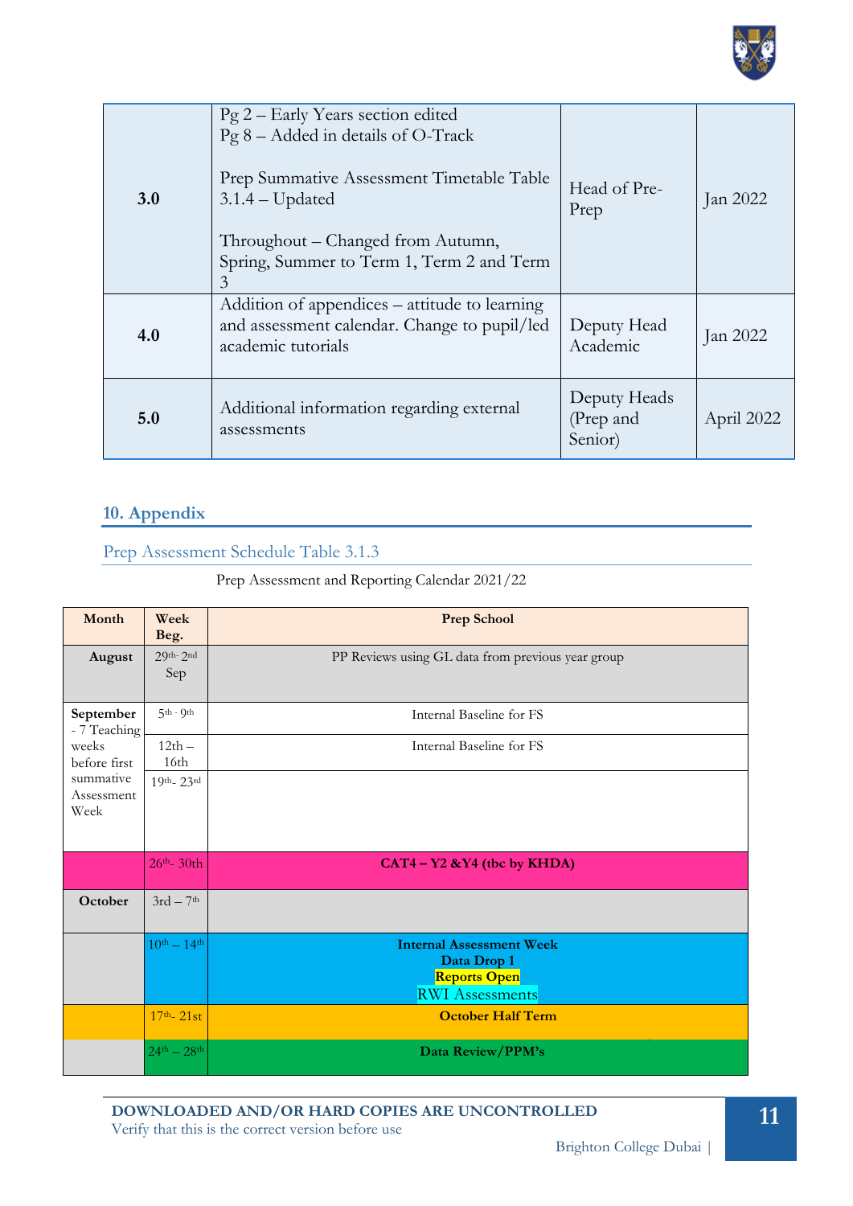| 3.0 | Pg 2 – Early Years section edited<br>Pg 8 – Added in details of O-Track<br><br>Prep Summative Assessment Timetable Table 3.1.4 – Updated<br><br>Throughout – Changed from Autumn, Spring, Summer to Term 1, Term 2 and Term 3 | Head of Pre-Prep | Jan 2022 |
|---|---|---|---|
| 4.0 | Addition of appendices – attitude to learning and assessment calendar. Change to pupil/led academic tutorials | Deputy Head Academic | Jan 2022 |
| 5.0 | Additional information regarding external assessments | Deputy Heads (Prep and Senior) | April 2022 |

## 10. Appendix

### Prep Assessment Schedule Table 3.1.3

Prep Assessment and Reporting Calendar 2021/22

| Month | Week Beg. | Prep School |
|---|---|---|
| **August** | 29th- 2nd Sep | PP Reviews using GL data from previous year group |
| **September** - 7 Teaching weeks before first summative Assessment Week | 5th - 9th | Internal Baseline for FS |
| | 12th – 16th | Internal Baseline for FS |
| | 19th- 23rd | |
| | 26th- 30th | **CAT4 – Y2 &Y4 (tbc by KHDA)** |
| **October** | 3rd – 7th | |
| | 10th – 14th | **Internal Assessment Week**<br>**Data Drop 1**<br>**Reports Open**<br>RWI Assessments |
| | 17th- 21st | **October Half Term** |
| | 24th – 28th | **Data Review/PPM's** |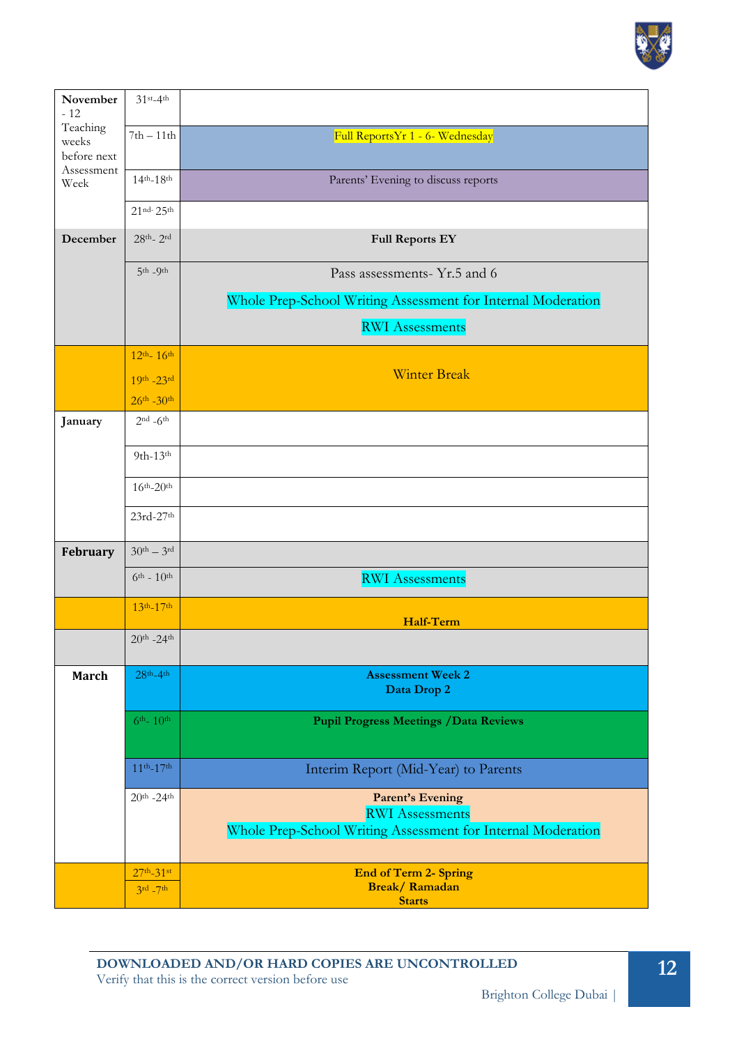| | | |
|---|---|---|
| **November** - 12 Teaching weeks before next Assessment Week | 31st-4th | |
| | 7th – 11th | Full ReportsYr 1 - 6- Wednesday |
| | 14th-18th | Parents' Evening to discuss reports |
| | 21nd- 25th | |
| **December** | 28th- 2rd | **Full Reports EY** |
| | 5th -9th | Pass assessments- Yr.5 and 6<br>Whole Prep-School Writing Assessment for Internal Moderation<br>RWI Assessments |
| | 12th- 16th<br>19th -23rd<br>26th -30th | Winter Break |
| **January** | 2nd -6th | |
| | 9th-13th | |
| | 16th-20th | |
| | 23rd-27th | |
| **February** | 30th – 3rd | |
| | 6th - 10th | RWI Assessments |
| | 13th-17th | **Half-Term** |
| | 20th -24th | |
| **March** | 28th-4th | **Assessment Week 2**<br>**Data Drop 2** |
| | 6th- 10th | **Pupil Progress Meetings /Data Reviews** |
| | 11th-17th | Interim Report (Mid-Year) to Parents |
| | 20th -24th | **Parent's Evening**<br>RWI Assessments<br>Whole Prep-School Writing Assessment for Internal Moderation |
| | 27th-31st<br>3rd -7th | **End of Term 2- Spring Break/ Ramadan Starts** |

**DOWNLOADED AND/OR HARD COPIES ARE UNCONTROLLED**
Verify that this is the correct version before use

Brighton College Dubai |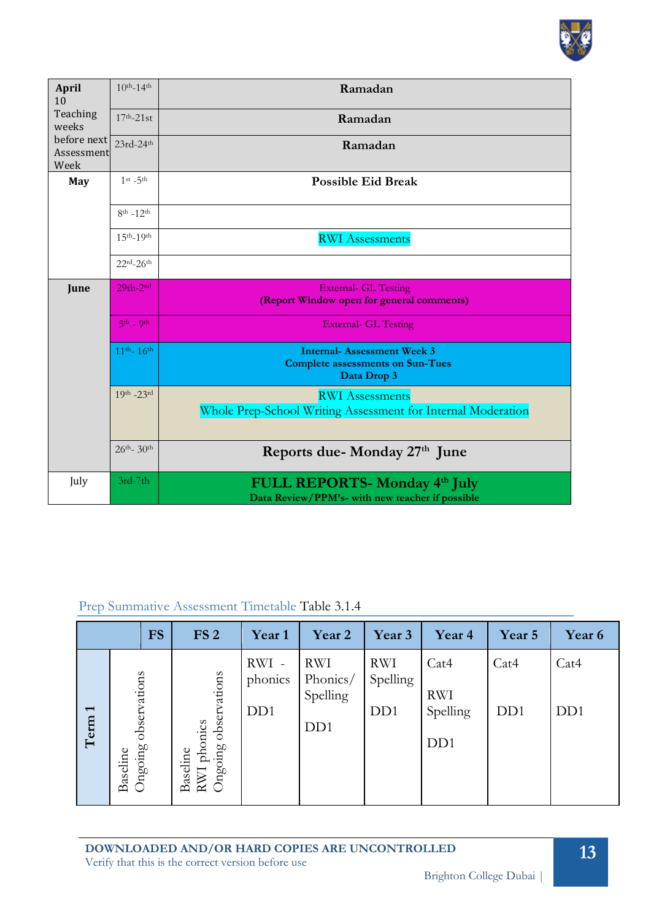| April 10 Teaching weeks before next Assessment Week | 10th-14th | Ramadan |
|---|---|---|
| | 17th-21st | Ramadan |
| | 23rd-24th | Ramadan |
| May | 1st -5th | Possible Eid Break |
| | 8th -12th | |
| | 15th-19th | RWI Assessments |
| | 22rd-26th | |
| June | 29th-2nd | External- GL Testing **(Report Window open for general comments)** |
| | 5th - 9th | External- GL Testing |
| | 11th- 16th | **Internal- Assessment Week 3** **Complete assessments on Sun-Tues** **Data Drop 3** |
| | 19th -23rd | RWI Assessments Whole Prep-School Writing Assessment for Internal Moderation |
| | 26th- 30th | **Reports due- Monday 27th June** |
| July | 3rd-7th | **FULL REPORTS- Monday 4th July** **Data Review/PPM's- with new teacher if possible** |

Prep Summative Assessment Timetable Table 3.1.4

| | FS | FS 2 | Year 1 | Year 2 | Year 3 | Year 4 | Year 5 | Year 6 |
|---|---|---|---|---|---|---|---|---|
| **Term 1** | Baseline Ongoing observations | Baseline RWI phonics Ongoing observations | RWI - phonics DD1 | RWI Phonics/ Spelling DD1 | RWI Spelling DD1 | Cat4 RWI Spelling DD1 | Cat4 DD1 | Cat4 DD1 |

**DOWNLOADED AND/OR HARD COPIES ARE UNCONTROLLED**
Verify that this is the correct version before use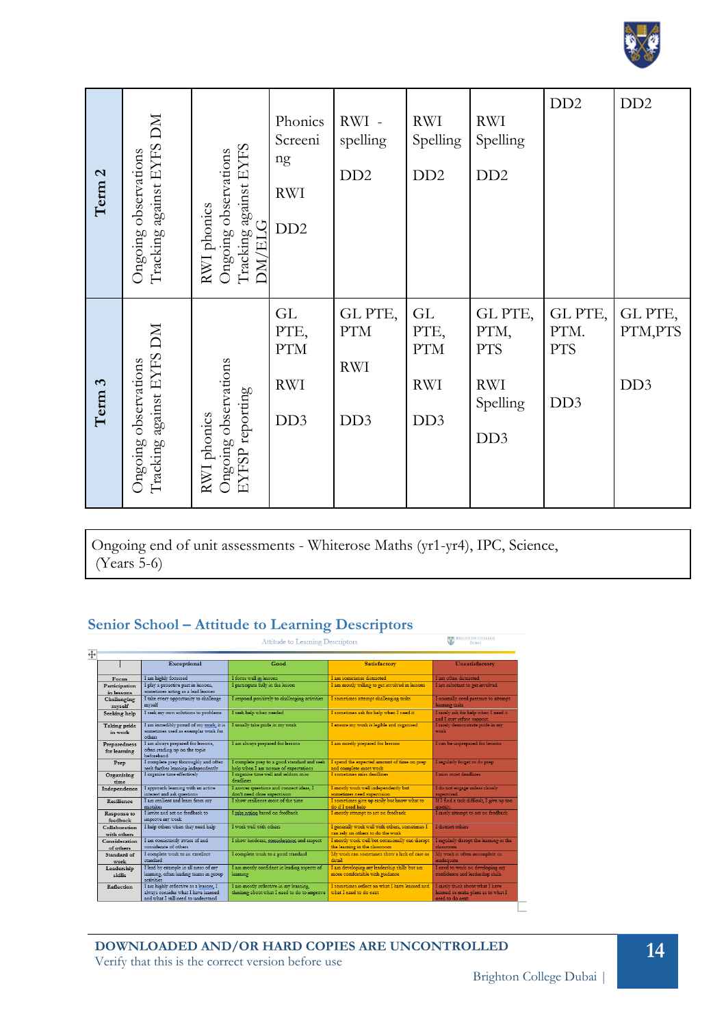| Term 2 | Ongoing observations Tracking against EYFS DM | RWI phonics Ongoing observations Tracking against EYFS DM/ELG | Phonics Screening<br><br>RWI<br><br>DD2 | RWI - spelling<br><br>DD2 | RWI Spelling<br><br>DD2 | RWI Spelling<br><br>DD2 | DD2 | DD2 |
|---|---|---|---|---|---|---|---|---|
| Term 3 | Ongoing observations Tracking against EYFS DM | RWI phonics Ongoing observations EYFSP reporting | GL PTE, PTM<br><br>RWI<br><br>DD3 | GL PTE, PTM<br><br>RWI<br><br>DD3 | GL PTE, PTM<br><br>RWI<br><br>DD3 | GL PTE, PTM, PTS<br><br>RWI Spelling<br><br>DD3 | GL PTE, PTM. PTS<br><br>DD3 | GL PTE, PTM,PTS<br><br>DD3 |

| Ongoing end of unit assessments - Whiterose Maths (yr1-yr4), IPC, Science, (Years 5-6) |
|---|

## Senior School – Attitude to Learning Descriptors

Attitude to Learning Descriptors

| | Exceptional | Good | Satisfactory | Unsatisfactory |
|---|---|---|---|---|
| Focus | I am highly focussed | I focus well in lessons | I am sometimes distracted | I am often distracted |
| Participation in lessons | I play a proactive part in lessons, sometimes acting as a lead learner | I participate fully in the lesson | I am mostly willing to get involved in lessons | I am reluctant to get involved |
| Challenging myself | I take every opportunity to challenge myself | I respond positively to challenging activities | I sometimes attempt challenging tasks | I normally need pressure to attempt learning tasks |
| Seeking help | I seek my own solutions to problems | I seek help when needed | I sometimes ask for help when I need it | I rarely ask for help when I need it and I may refuse support |
| Taking pride in work | I am incredibly proud of my work, it is sometimes used as exemplar work for others | I usually take pride in my work | I ensure my work is legible and organised | I rarely demonstrate pride in my work |
| Preparedness for learning | I am always prepared for lessons, often reading up on the topic beforehand | I am always prepared for lessons | I am mostly prepared for lessons | I can be unprepared for lessons |
| Prep | I complete prep thoroughly and often seek further learning independently | I complete prep to a good standard and seek help when I am unsure of expectations | I spend the expected amount of time on prep and complete most work | I regularly forget to do prep |
| Organising time | I organise time effectively | I organise time well and seldom miss deadlines | I sometimes miss deadlines | I miss most deadlines |
| Independence | I approach learning with an active interest and ask questions | I answer questions and connect ideas, I don't need close supervision | I mostly work well independently but sometimes need supervision | I do not engage unless closely supervised |
| Resilience | I am resilient and learn from my mistakes | I show resilience most of the time | I sometimes give up easily but know what to do if I need help | If I find a task difficult, I give up too quickly |
| Response to feedback | I invite and act on feedback to improve my work | I take action based on feedback | I mostly attempt to act on feedback | I rarely attempt to act on feedback |
| Collaboration with others | I help others when they need help | I work well with others | I generally work well with others, sometimes I can rely on others to do the work | I distract others |
| Consideration of others | I am consistently aware of and considerate of others | I show kindness, consideration and respect | I mostly work well but occasionally can disrupt the learning in the classroom | I regularly disrupt the learning in the classroom |
| Standard of work | I complete work to an excellent standard | I complete work to a good standard | My work can sometimes show a lack of care or detail | My work is often incomplete or inadequate |
| Leadership skills | I lead by example in all areas of my learning, often leading teams in group activities | I am mostly confident in leading aspects of learning | I am developing my leadership skills but am more comfortable with guidance | I need to work on developing my confidence and leadership skills |
| Reflection | I am highly reflective as a learner, I always consider what I have learned and what I still need to understand | I am mostly reflective in my learning, thinking about what I need to do to improve | I sometimes reflect on what I have learned and what I need to do next | I rarely think about what I have learned or make plans as to what I need to do next |

**DOWNLOADED AND/OR HARD COPIES ARE UNCONTROLLED**
Verify that this is the correct version before use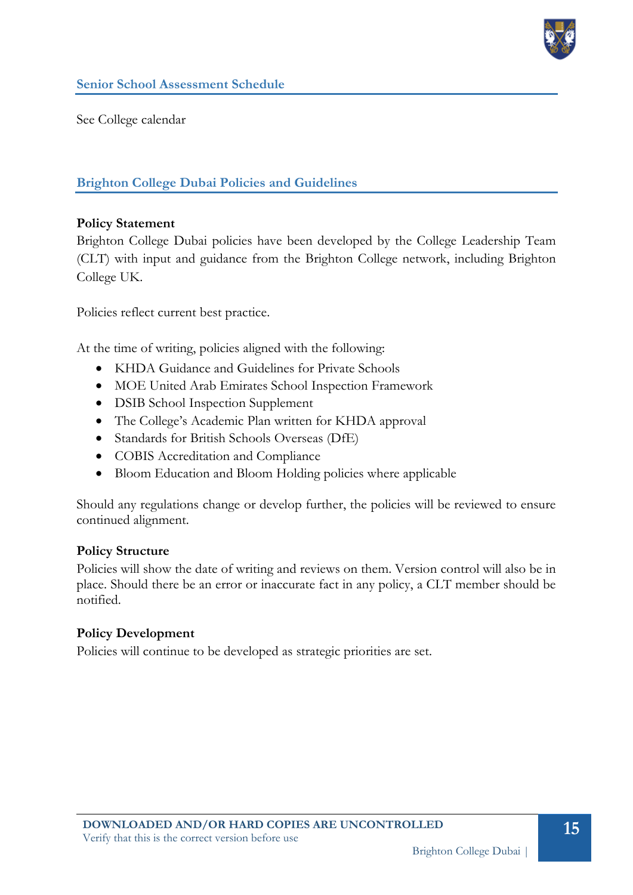## Senior School Assessment Schedule

See College calendar

## Brighton College Dubai Policies and Guidelines

**Policy Statement**

Brighton College Dubai policies have been developed by the College Leadership Team (CLT) with input and guidance from the Brighton College network, including Brighton College UK.

Policies reflect current best practice.

At the time of writing, policies aligned with the following:

- KHDA Guidance and Guidelines for Private Schools
- MOE United Arab Emirates School Inspection Framework
- DSIB School Inspection Supplement
- The College's Academic Plan written for KHDA approval
- Standards for British Schools Overseas (DfE)
- COBIS Accreditation and Compliance
- Bloom Education and Bloom Holding policies where applicable

Should any regulations change or develop further, the policies will be reviewed to ensure continued alignment.

**Policy Structure**

Policies will show the date of writing and reviews on them. Version control will also be in place. Should there be an error or inaccurate fact in any policy, a CLT member should be notified.

**Policy Development**

Policies will continue to be developed as strategic priorities are set.